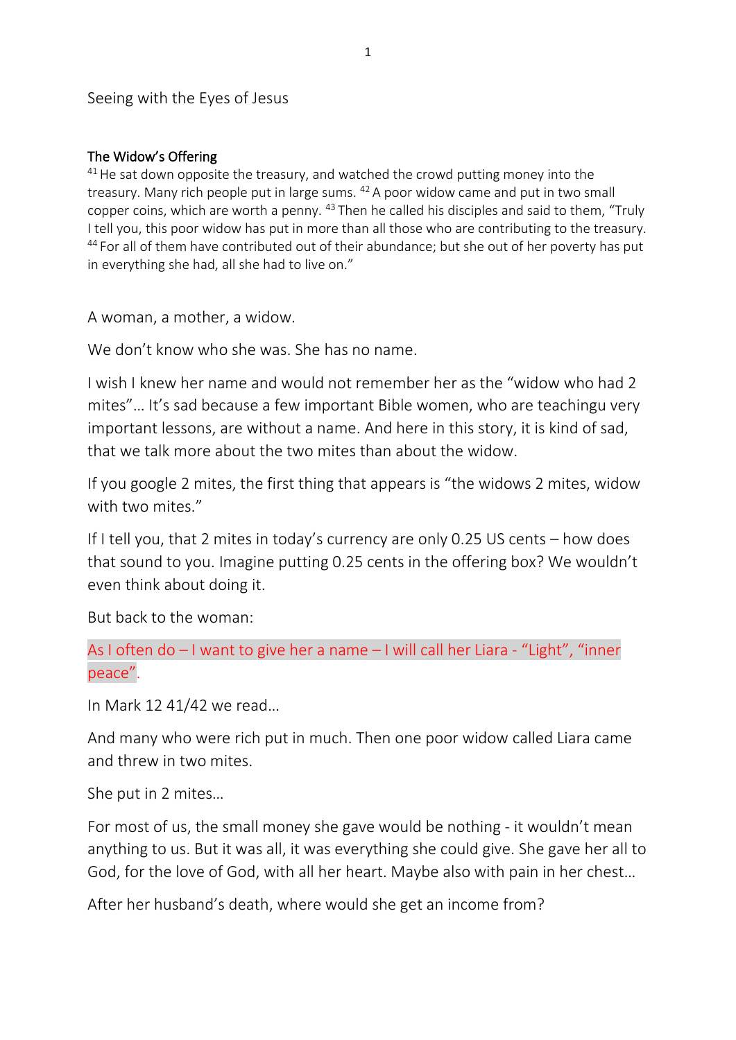Seeing with the Eyes of Jesus

**The Widow's Offering**

[41] He sat down opposite the treasury, and watched the crowd putting money into the treasury. Many rich people put in large sums. [42] A poor widow came and put in two small copper coins, which are worth a penny. [43] Then he called his disciples and said to them, "Truly I tell you, this poor widow has put in more than all those who are contributing to the treasury. [44] For all of them have contributed out of their abundance; but she out of her poverty has put in everything she had, all she had to live on."

A woman, a mother, a widow.

We don't know who she was. She has no name.

I wish I knew her name and would not remember her as the "widow who had 2 mites"… It's sad because a few important Bible women, who are teachingu very important lessons, are without a name. And here in this story, it is kind of sad, that we talk more about the two mites than about the widow.

If you google 2 mites, the first thing that appears is "the widows 2 mites, widow with two mites."

If I tell you, that 2 mites in today's currency are only 0.25 US cents – how does that sound to you. Imagine putting 0.25 cents in the offering box? We wouldn't even think about doing it.

But back to the woman:

As I often do – I want to give her a name – I will call her Liara - "Light", "inner peace".

In Mark 12 41/42 we read…

And many who were rich put in much. Then one poor widow called Liara came and threw in two mites.

She put in 2 mites…

For most of us, the small money she gave would be nothing - it wouldn't mean anything to us. But it was all, it was everything she could give. She gave her all to God, for the love of God, with all her heart. Maybe also with pain in her chest…

After her husband's death, where would she get an income from?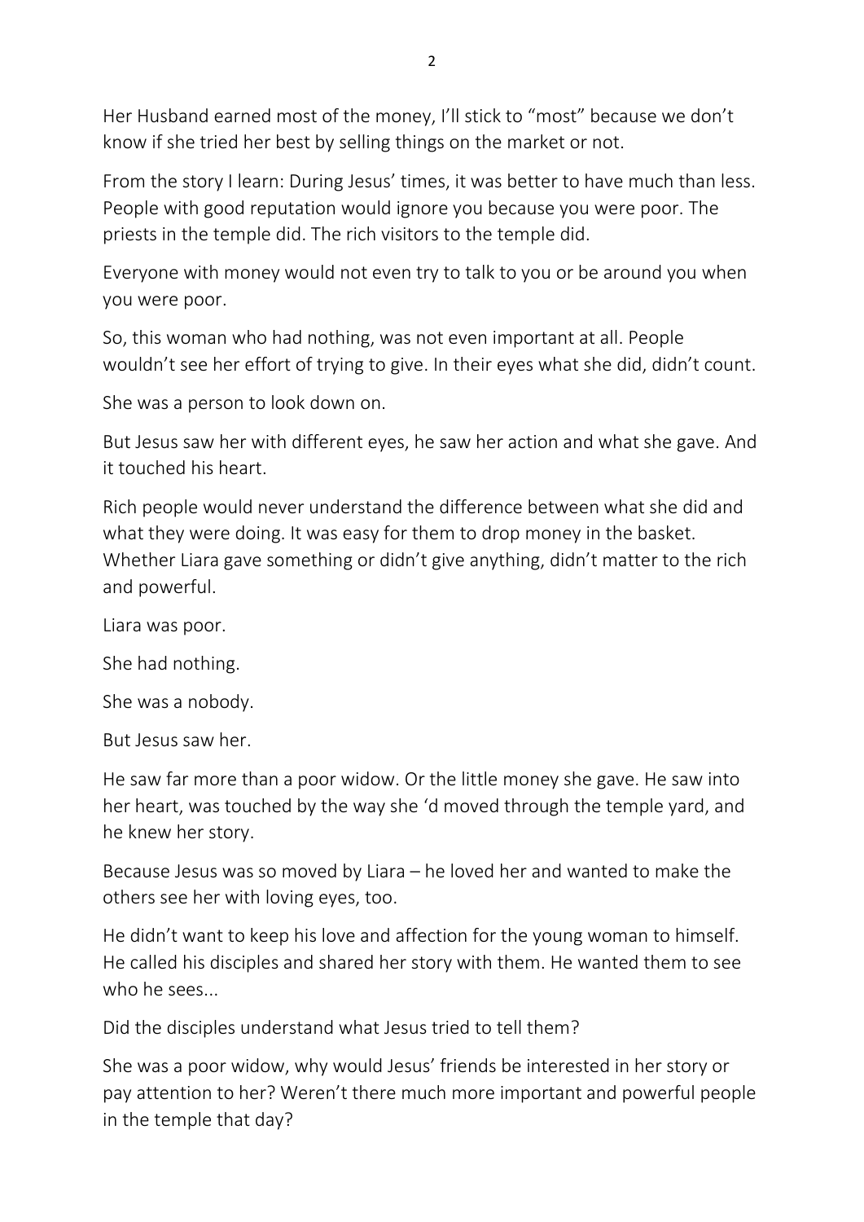Her Husband earned most of the money, I'll stick to "most" because we don't know if she tried her best by selling things on the market or not.

From the story I learn: During Jesus' times, it was better to have much than less. People with good reputation would ignore you because you were poor. The priests in the temple did. The rich visitors to the temple did.

Everyone with money would not even try to talk to you or be around you when you were poor.

So, this woman who had nothing, was not even important at all. People wouldn't see her effort of trying to give. In their eyes what she did, didn't count.

She was a person to look down on.

But Jesus saw her with different eyes, he saw her action and what she gave. And it touched his heart.

Rich people would never understand the difference between what she did and what they were doing. It was easy for them to drop money in the basket. Whether Liara gave something or didn't give anything, didn't matter to the rich and powerful.

Liara was poor.

She had nothing.

She was a nobody.

But Jesus saw her.

He saw far more than a poor widow. Or the little money she gave. He saw into her heart, was touched by the way she 'd moved through the temple yard, and he knew her story.

Because Jesus was so moved by Liara – he loved her and wanted to make the others see her with loving eyes, too.

He didn't want to keep his love and affection for the young woman to himself. He called his disciples and shared her story with them. He wanted them to see who he sees...

Did the disciples understand what Jesus tried to tell them?

She was a poor widow, why would Jesus' friends be interested in her story or pay attention to her? Weren't there much more important and powerful people in the temple that day?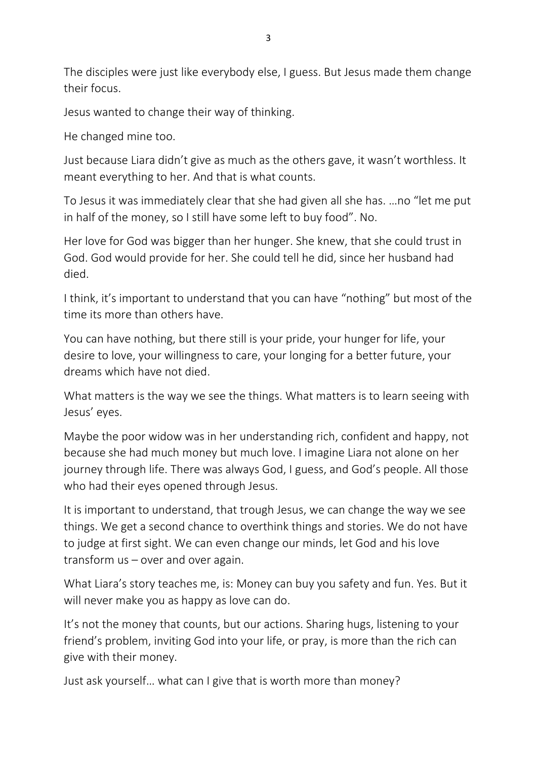The disciples were just like everybody else, I guess. But Jesus made them change their focus.

Jesus wanted to change their way of thinking.

He changed mine too.

Just because Liara didn't give as much as the others gave, it wasn't worthless. It meant everything to her. And that is what counts.

To Jesus it was immediately clear that she had given all she has. …no "let me put in half of the money, so I still have some left to buy food". No.

Her love for God was bigger than her hunger. She knew, that she could trust in God. God would provide for her. She could tell he did, since her husband had died.

I think, it's important to understand that you can have "nothing" but most of the time its more than others have.

You can have nothing, but there still is your pride, your hunger for life, your desire to love, your willingness to care, your longing for a better future, your dreams which have not died.

What matters is the way we see the things. What matters is to learn seeing with Jesus' eyes.

Maybe the poor widow was in her understanding rich, confident and happy, not because she had much money but much love. I imagine Liara not alone on her journey through life. There was always God, I guess, and God's people. All those who had their eyes opened through Jesus.

It is important to understand, that trough Jesus, we can change the way we see things. We get a second chance to overthink things and stories. We do not have to judge at first sight. We can even change our minds, let God and his love transform us – over and over again.

What Liara's story teaches me, is: Money can buy you safety and fun. Yes. But it will never make you as happy as love can do.

It's not the money that counts, but our actions. Sharing hugs, listening to your friend's problem, inviting God into your life, or pray, is more than the rich can give with their money.

Just ask yourself… what can I give that is worth more than money?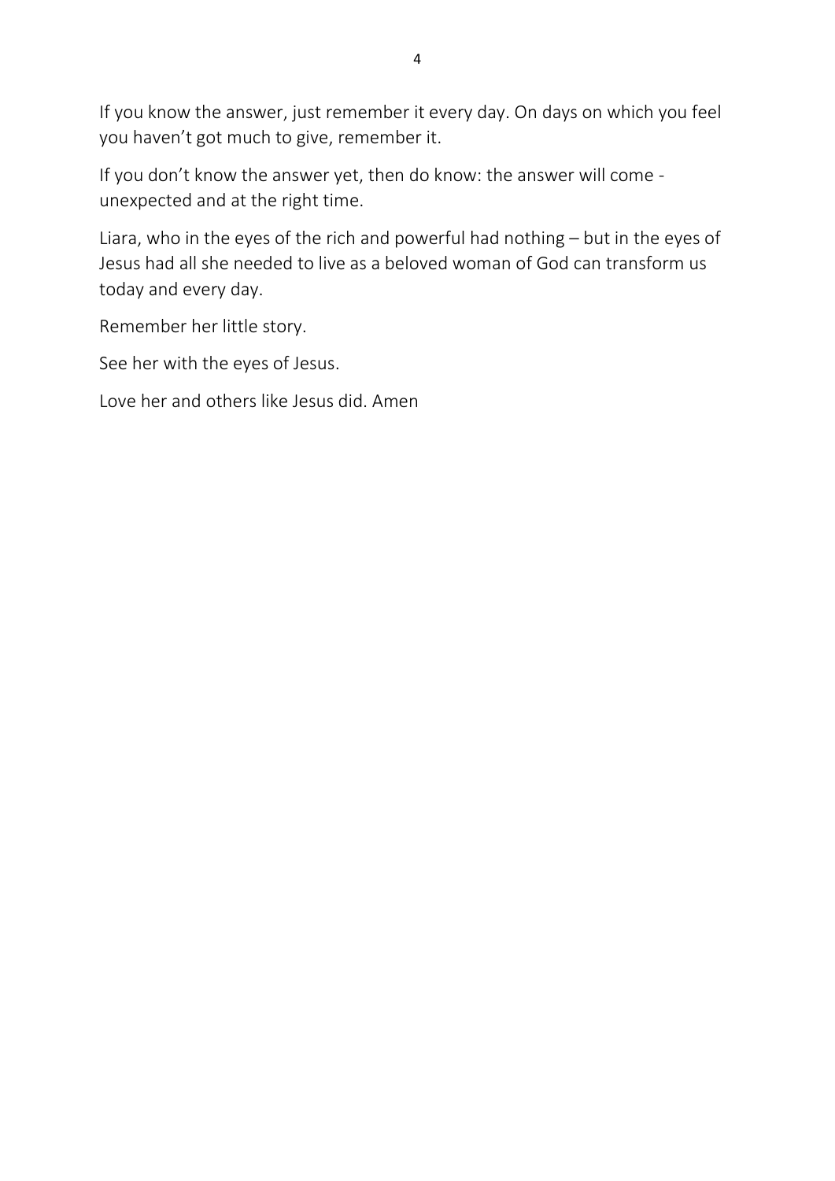If you know the answer, just remember it every day. On days on which you feel you haven't got much to give, remember it.

If you don't know the answer yet, then do know: the answer will come - unexpected and at the right time.

Liara, who in the eyes of the rich and powerful had nothing – but in the eyes of Jesus had all she needed to live as a beloved woman of God can transform us today and every day.

Remember her little story.

See her with the eyes of Jesus.

Love her and others like Jesus did. Amen